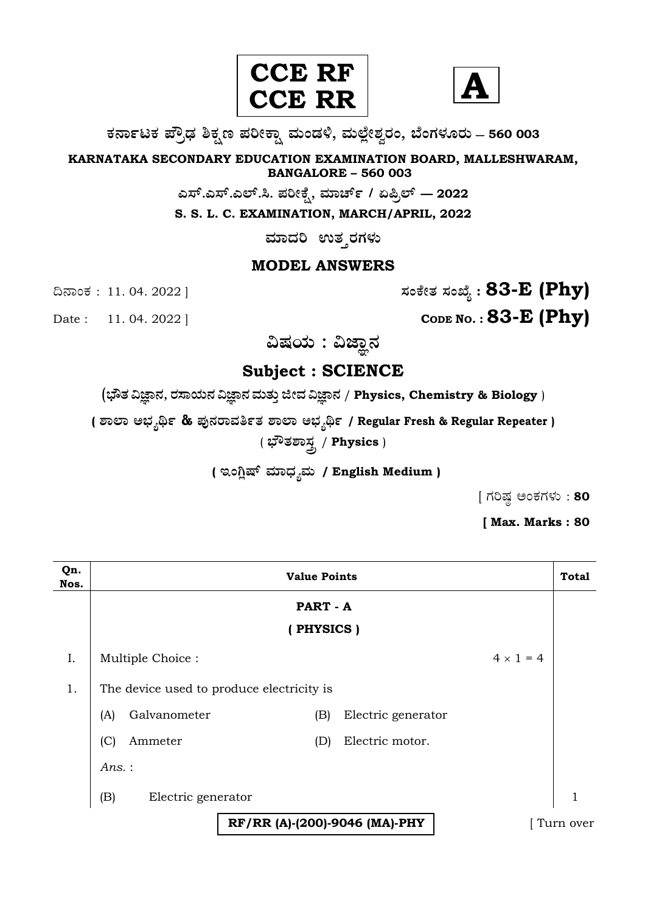**CCE RF**
**CCE RR**

**A**

**ಕರ್ನಾಟಕ ಪ್ರೌಢ ಶಿಕ್ಷಣ ಪರೀಕ್ಷಾ ಮಂಡಳಿ, ಮಲ್ಲೇಶ್ವರಂ, ಬೆಂಗಳೂರು – 560 003**

**KARNATAKA SECONDARY EDUCATION EXAMINATION BOARD, MALLESHWARAM, BANGALORE – 560 003**

**ಎಸ್.ಎಸ್.ಎಲ್.ಸಿ. ಪರೀಕ್ಷೆ, ಮಾರ್ಚ್ / ಏಪ್ರಿಲ್ — 2022**

**S. S. L. C. EXAMINATION, MARCH/APRIL, 2022**

**ಮಾದರಿ ಉತ್ತರಗಳು**

## MODEL ANSWERS

ದಿನಾಂಕ : 11. 04. 2022 ] **ಸಂಕೇತ ಸಂಖ್ಯೆ : 83-E (Phy)**

Date : 11. 04. 2022 ] **CODE NO. : 83-E (Phy)**

**ವಿಷಯ : ವಿಜ್ಞಾನ**

## Subject : SCIENCE

**( ಭೌತ ವಿಜ್ಞಾನ, ರಸಾಯನ ವಿಜ್ಞಾನ ಮತ್ತು ಜೀವ ವಿಜ್ಞಾನ / Physics, Chemistry & Biology )**

**( ಶಾಲಾ ಅಭ್ಯರ್ಥಿ & ಪುನರಾವರ್ತಿತ ಶಾಲಾ ಅಭ್ಯರ್ಥಿ / Regular Fresh & Regular Repeater )**

**( ಭೌತಶಾಸ್ತ್ರ / Physics )**

**( ಇಂಗ್ಲಿಷ್ ಮಾಧ್ಯಮ / English Medium )**

[ ಗರಿಷ್ಠ ಅಂಕಗಳು : **80**

**[ Max. Marks : 80**

| Qn. Nos. | Value Points | Total |
|---|---|---|
| | **PART - A** | |
| | **( PHYSICS )** | |
| I. | Multiple Choice : $4 \times 1 = 4$ | |
| 1. | The device used to produce electricity is | |
| | (A) Galvanometer (B) Electric generator | |
| | (C) Ammeter (D) Electric motor. | |
| | *Ans.* : | |
| | (B) Electric generator | 1 |

RF/RR (A)-(200)-9046 (MA)-PHY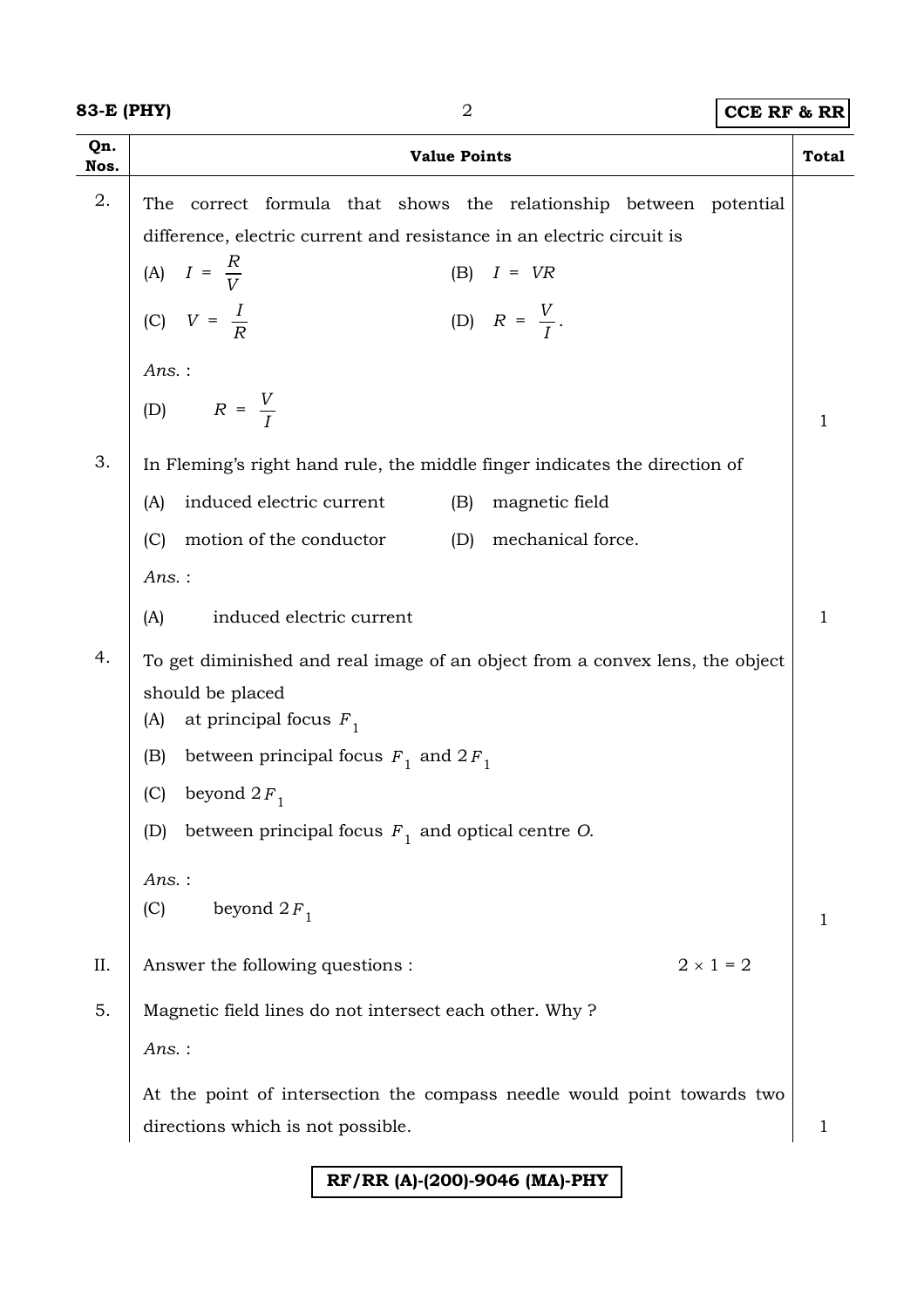| Qn. Nos. | Value Points | Total |
|---|---|---|
| 2. | The correct formula that shows the relationship between potential difference, electric current and resistance in an electric circuit is<br>(A) $I = \frac{R}{V}$ (B) $I = VR$<br>(C) $V = \frac{I}{R}$ (D) $R = \frac{V}{I}$.<br>*Ans.* :<br>(D) $R = \frac{V}{I}$ | 1 |
| 3. | In Fleming's right hand rule, the middle finger indicates the direction of<br>(A) induced electric current (B) magnetic field<br>(C) motion of the conductor (D) mechanical force.<br>*Ans.* :<br>(A) induced electric current | 1 |
| 4. | To get diminished and real image of an object from a convex lens, the object should be placed<br>(A) at principal focus $F_1$<br>(B) between principal focus $F_1$ and $2F_1$<br>(C) beyond $2F_1$<br>(D) between principal focus $F_1$ and optical centre *O*.<br>*Ans.* :<br>(C) beyond $2F_1$ | 1 |
| II. | Answer the following questions : $2 \times 1 = 2$ | |
| 5. | Magnetic field lines do not intersect each other. Why ?<br>*Ans.* :<br>At the point of intersection the compass needle would point towards two directions which is not possible. | 1 |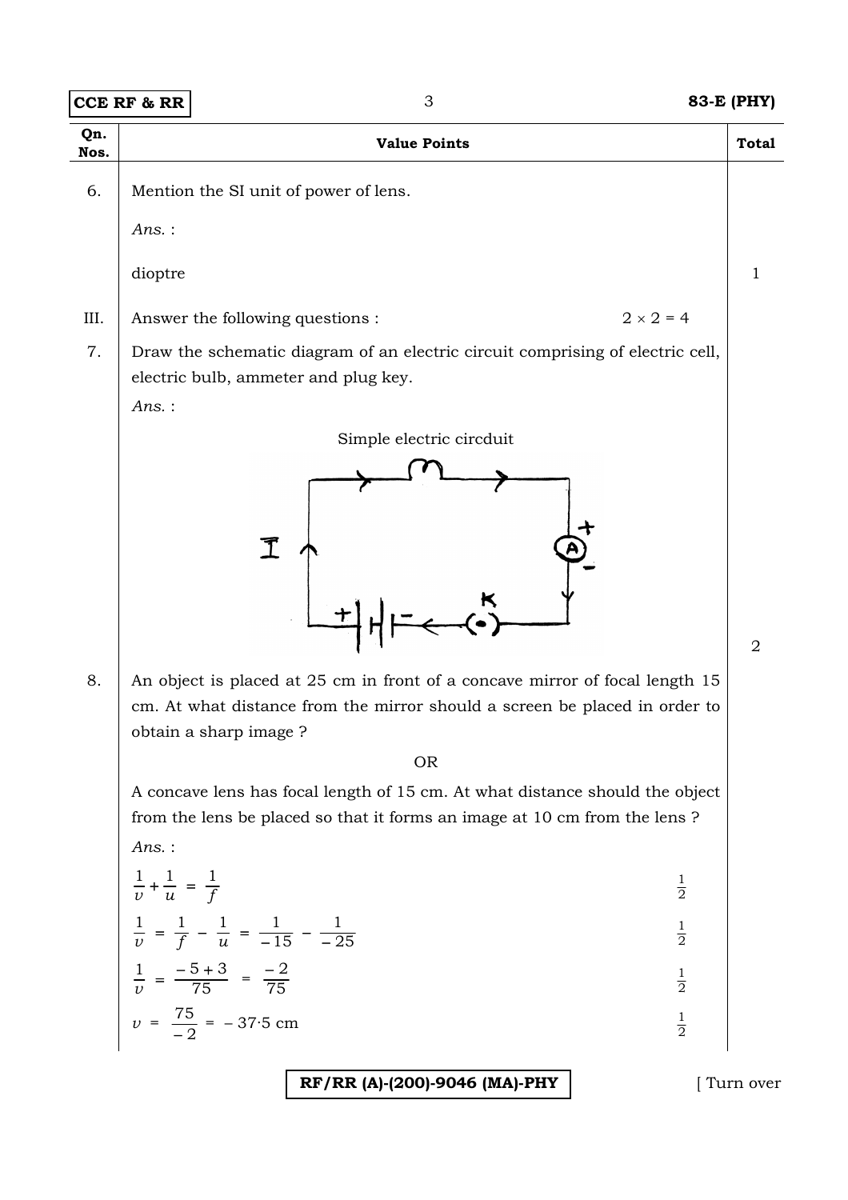| Qn. Nos. | Value Points | Total |
|---|---|---|
| 6. | Mention the SI unit of power of lens. | |
| | *Ans.* : | |
| | dioptre | 1 |
| III. | Answer the following questions : $2 \times 2 = 4$ | |
| 7. | Draw the schematic diagram of an electric circuit comprising of electric cell, electric bulb, ammeter and plug key. | |
| | *Ans.* : | |
| | Simple electric circrduit | 2 |
| 8. | An object is placed at 25 cm in front of a concave mirror of focal length 15 cm. At what distance from the mirror should a screen be placed in order to obtain a sharp image ? | |
| | OR | |
| | A concave lens has focal length of 15 cm. At what distance should the object from the lens be placed so that it forms an image at 10 cm from the lens ? | |
| | *Ans.* : | |
| | $\frac{1}{v} + \frac{1}{u} = \frac{1}{f}$ — $\frac{1}{2}$ | |
| | $\frac{1}{v} = \frac{1}{f} - \frac{1}{u} = \frac{1}{-15} - \frac{1}{-25}$ — $\frac{1}{2}$ | |
| | $\frac{1}{v} = \frac{-5+3}{75} = \frac{-2}{75}$ — $\frac{1}{2}$ | |
| | $v = \frac{75}{-2} = -37 \cdot 5$ cm — $\frac{1}{2}$ | |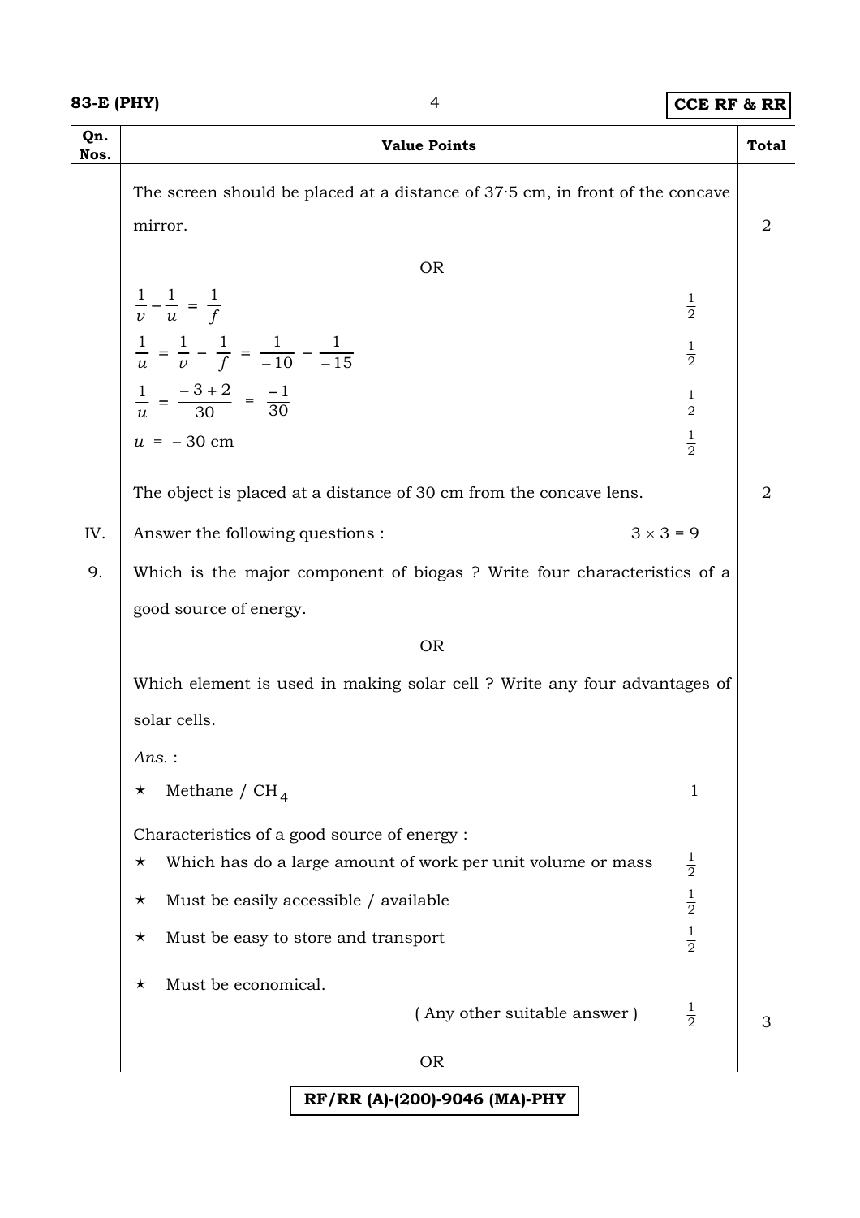| Qn. Nos. | Value Points | | Total |
|---|---|---|---|
| | The screen should be placed at a distance of 37·5 cm, in front of the concave mirror. | | 2 |
| | OR | | |
| | $\frac{1}{v} - \frac{1}{u} = \frac{1}{f}$ | $\frac{1}{2}$ | |
| | $\frac{1}{u} = \frac{1}{v} - \frac{1}{f} = \frac{1}{-10} - \frac{1}{-15}$ | $\frac{1}{2}$ | |
| | $\frac{1}{u} = \frac{-3+2}{30} = \frac{-1}{30}$ | $\frac{1}{2}$ | |
| | $u = -30$ cm | $\frac{1}{2}$ | |
| | The object is placed at a distance of 30 cm from the concave lens. | | 2 |
| IV. | Answer the following questions : | $3 \times 3 = 9$ | |
| 9. | Which is the major component of biogas ? Write four characteristics of a good source of energy. | | |
| | OR | | |
| | Which element is used in making solar cell ? Write any four advantages of solar cells. | | |
| | *Ans.* : | | |
| | ★ Methane / $CH_4$ | 1 | |
| | Characteristics of a good source of energy : | | |
| | ★ Which has do a large amount of work per unit volume or mass | $\frac{1}{2}$ | |
| | ★ Must be easily accessible / available | $\frac{1}{2}$ | |
| | ★ Must be easy to store and transport | $\frac{1}{2}$ | |
| | ★ Must be economical. ( Any other suitable answer ) | $\frac{1}{2}$ | 3 |
| | OR | | |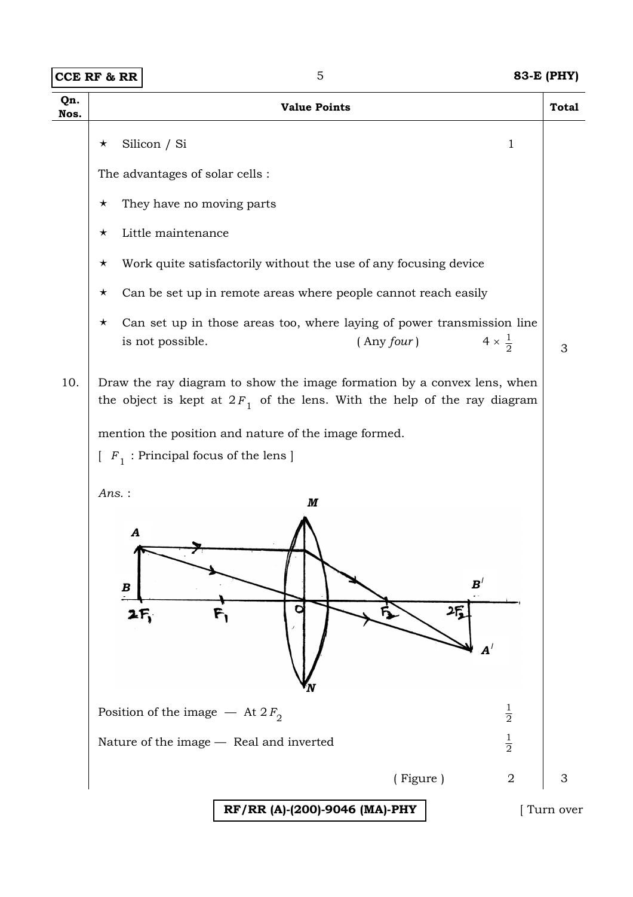| Qn. Nos. | Value Points | Total |
|---|---|---|
| | ★ Silicon / Si  1 | |
| | The advantages of solar cells : | |
| | ★ They have no moving parts | |
| | ★ Little maintenance | |
| | ★ Work quite satisfactorily without the use of any focusing device | |
| | ★ Can be set up in remote areas where people cannot reach easily | |
| | ★ Can set up in those areas too, where laying of power transmission line is not possible. ( Any *four* )  $4 \times \frac{1}{2}$ | 3 |
| 10. | Draw the ray diagram to show the image formation by a convex lens, when the object is kept at $2F_1$ of the lens. With the help of the ray diagram mention the position and nature of the image formed. [ $F_1$ : Principal focus of the lens ] | |
| | *Ans.* : | |
| | Position of the image — At $2F_2$  $\frac{1}{2}$ | |
| | Nature of the image — Real and inverted  $\frac{1}{2}$ | |
| | ( Figure )  2 | 3 |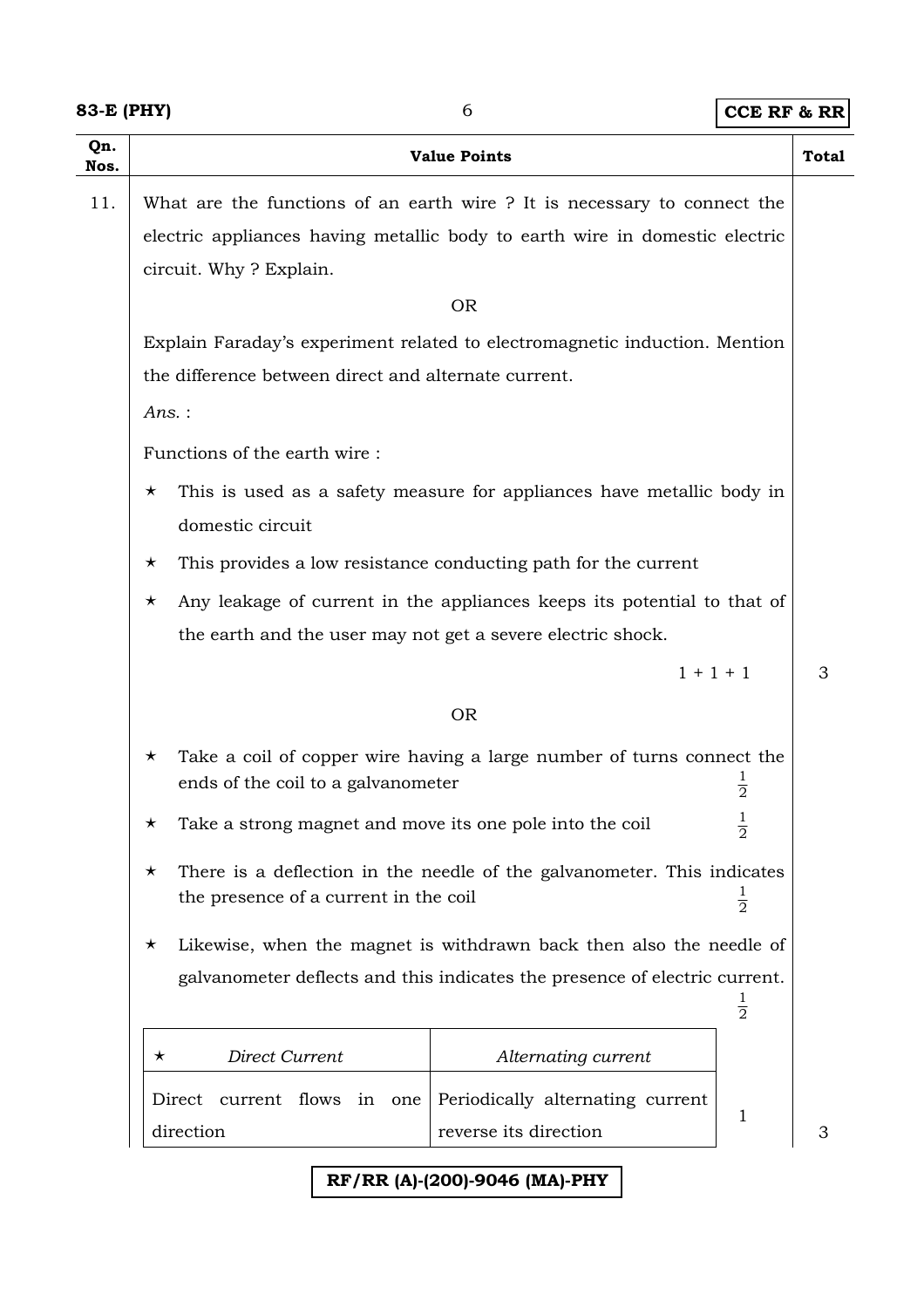| Qn. Nos. | Value Points | Total |
|---|---|---|
| 11. | What are the functions of an earth wire ? It is necessary to connect the electric appliances having metallic body to earth wire in domestic electric circuit. Why ? Explain. | |
| | OR | |
| | Explain Faraday's experiment related to electromagnetic induction. Mention the difference between direct and alternate current. | |

*Ans.* :

Functions of the earth wire :

- ★ This is used as a safety measure for appliances have metallic body in domestic circuit
- ★ This provides a low resistance conducting path for the current
- ★ Any leakage of current in the appliances keeps its potential to that of the earth and the user may not get a severe electric shock.

1 + 1 + 1 — **3**

OR

- ★ Take a coil of copper wire having a large number of turns connect the ends of the coil to a galvanometer — $\frac{1}{2}$
- ★ Take a strong magnet and move its one pole into the coil — $\frac{1}{2}$
- ★ There is a deflection in the needle of the galvanometer. This indicates the presence of a current in the coil — $\frac{1}{2}$
- ★ Likewise, when the magnet is withdrawn back then also the needle of galvanometer deflects and this indicates the presence of electric current. — $\frac{1}{2}$

| ★ *Direct Current* | *Alternating current* | |
|---|---|---|
| Direct current flows in one direction | Periodically alternating current reverse its direction | 1 |

**3**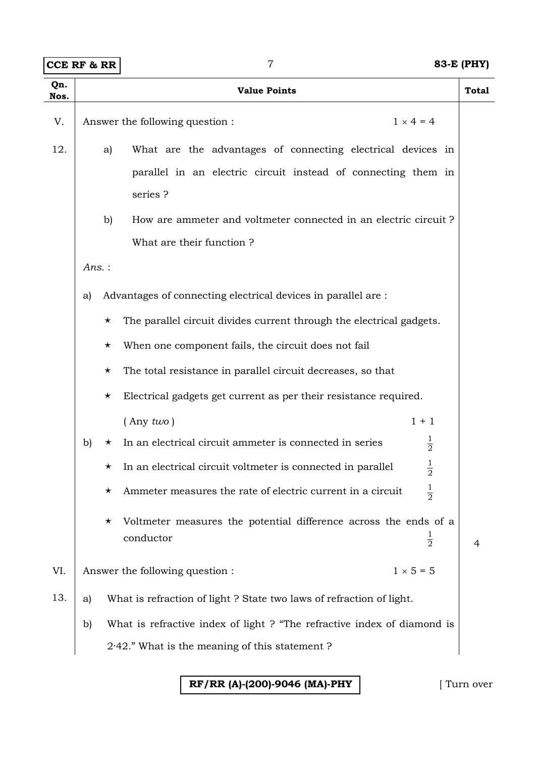| Qn. Nos. | Value Points | Total |
|---|---|---|
| V. | Answer the following question : $1 \times 4 = 4$ | |
| 12. | a) What are the advantages of connecting electrical devices in parallel in an electric circuit instead of connecting them in series ? | |
| | b) How are ammeter and voltmeter connected in an electric circuit ? What are their function ? | |
| | *Ans.* : | |
| | a) Advantages of connecting electrical devices in parallel are : | |
| | ★ The parallel circuit divides current through the electrical gadgets. | |
| | ★ When one component fails, the circuit does not fail | |
| | ★ The total resistance in parallel circuit decreases, so that | |
| | ★ Electrical gadgets get current as per their resistance required. | |
| | ( Any *two* ) 1 + 1 | |
| | b) ★ In an electrical circuit ammeter is connected in series $\frac{1}{2}$ | |
| | ★ In an electrical circuit voltmeter is connected in parallel $\frac{1}{2}$ | |
| | ★ Ammeter measures the rate of electric current in a circuit $\frac{1}{2}$ | |
| | ★ Voltmeter measures the potential difference across the ends of a conductor $\frac{1}{2}$ | 4 |
| VI. | Answer the following question : $1 \times 5 = 5$ | |
| 13. | a) What is refraction of light ? State two laws of refraction of light. | |
| | b) What is refractive index of light ? "The refractive index of diamond is 2·42." What is the meaning of this statement ? | |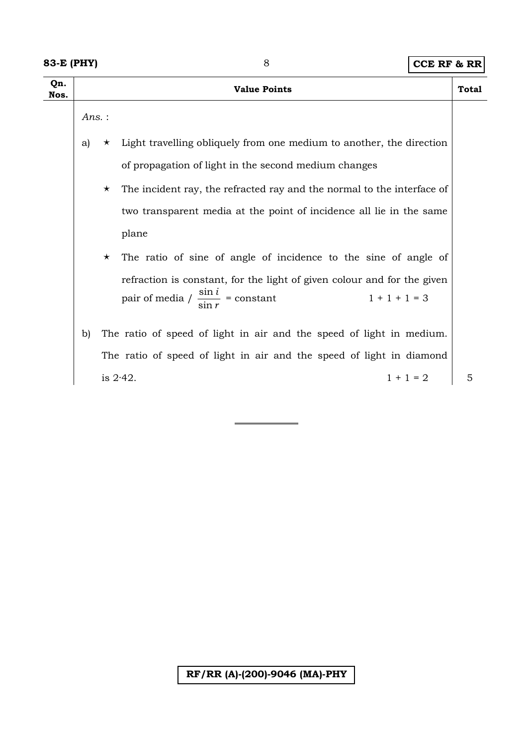| Qn. Nos. | Value Points | Total |
|---|---|---|
| | *Ans.* : | |
| | a) ⋆ Light travelling obliquely from one medium to another, the direction of propagation of light in the second medium changes | |
| | ⋆ The incident ray, the refracted ray and the normal to the interface of two transparent media at the point of incidence all lie in the same plane | |
| | ⋆ The ratio of sine of angle of incidence to the sine of angle of refraction is constant, for the light of given colour and for the given pair of media / $\frac{\sin i}{\sin r}$ = constant  $1 + 1 + 1 = 3$ | |
| | b) The ratio of speed of light in air and the speed of light in medium. The ratio of speed of light in air and the speed of light in diamond is 2·42.  $1 + 1 = 2$ | 5 |

RF/RR (A)-(200)-9046 (MA)-PHY